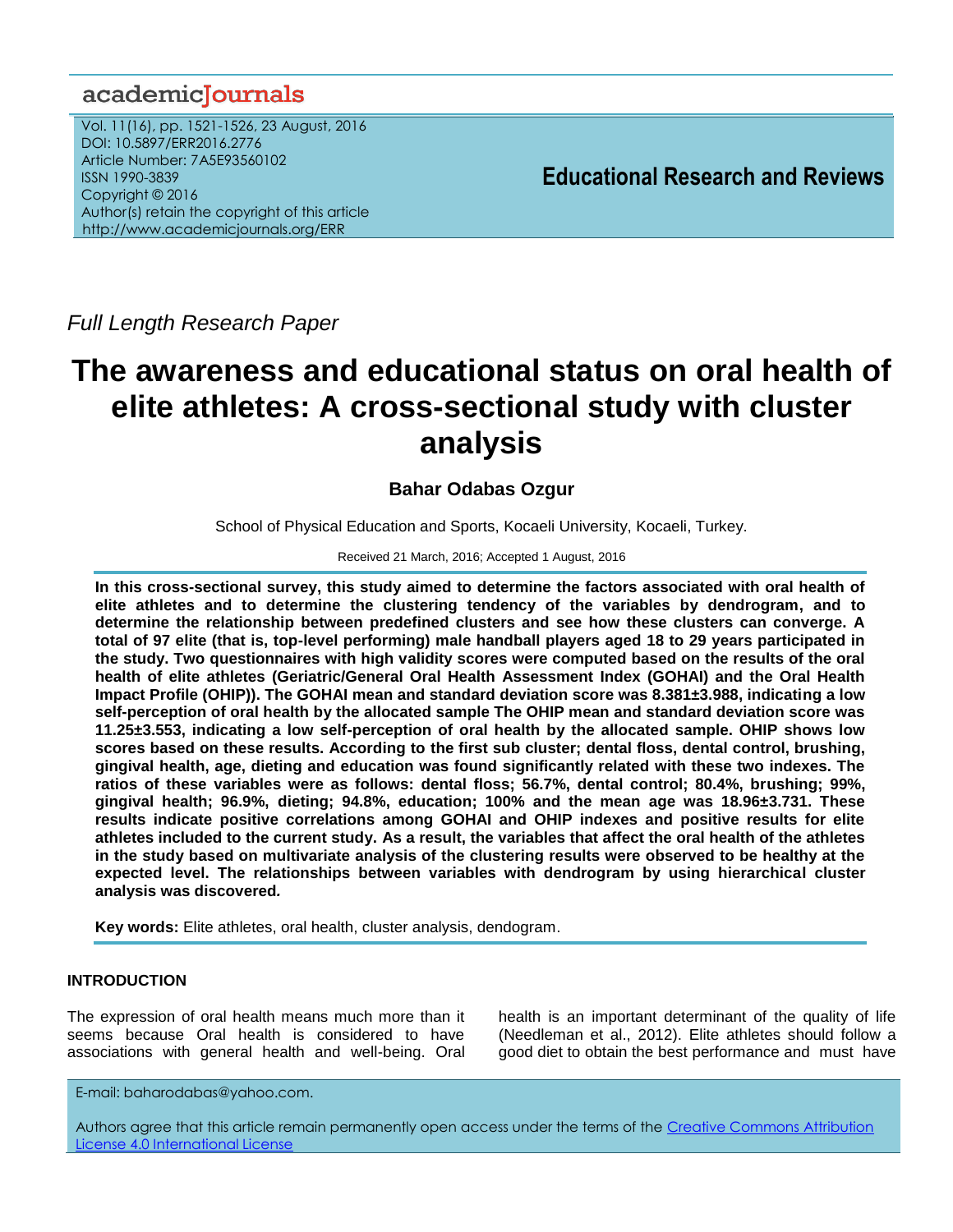*Full Length Research Paper*

# The awareness and educational status on oral health of elite athletes: A cross-sectional study with cluster analysis

**Bahar Odabas Ozgur**

School of Physical Education and Sports, Kocaeli University, Kocaeli, Turkey.

Received 21 March, 2016; Accepted 1 August, 2016

**In this cross-sectional survey, this study aimed to determine the factors associated with oral health of elite athletes and to determine the clustering tendency of the variables by dendrogram, and to determine the relationship between predefined clusters and see how these clusters can converge. A total of 97 elite (that is, top-level performing) male handball players aged 18 to 29 years participated in the study. Two questionnaires with high validity scores were computed based on the results of the oral health of elite athletes (Geriatric/General Oral Health Assessment Index (GOHAI) and the Oral Health Impact Profile (OHIP)). The GOHAI mean and standard deviation score was 8.381±3.988, indicating a low self-perception of oral health by the allocated sample The OHIP mean and standard deviation score was 11.25±3.553, indicating a low self-perception of oral health by the allocated sample. OHIP shows low scores based on these results. According to the first sub cluster; dental floss, dental control, brushing, gingival health, age, dieting and education was found significantly related with these two indexes. The ratios of these variables were as follows: dental floss; 56.7%, dental control; 80.4%, brushing; 99%, gingival health; 96.9%, dieting; 94.8%, education; 100% and the mean age was 18.96±3.731. These results indicate positive correlations among GOHAI and OHIP indexes and positive results for elite athletes included to the current study. As a result, the variables that affect the oral health of the athletes in the study based on multivariate analysis of the clustering results were observed to be healthy at the expected level. The relationships between variables with dendrogram by using hierarchical cluster analysis was discovered.**

**Key words:** Elite athletes, oral health, cluster analysis, dendogram.

## INTRODUCTION

The expression of oral health means much more than it seems because Oral health is considered to have associations with general health and well-being. Oral health is an important determinant of the quality of life (Needleman et al., 2012). Elite athletes should follow a good diet to obtain the best performance and must have

E-mail: baharodabas@yahoo.com.

Authors agree that this article remain permanently open access under the terms of the Creative Commons Attribution License 4.0 International License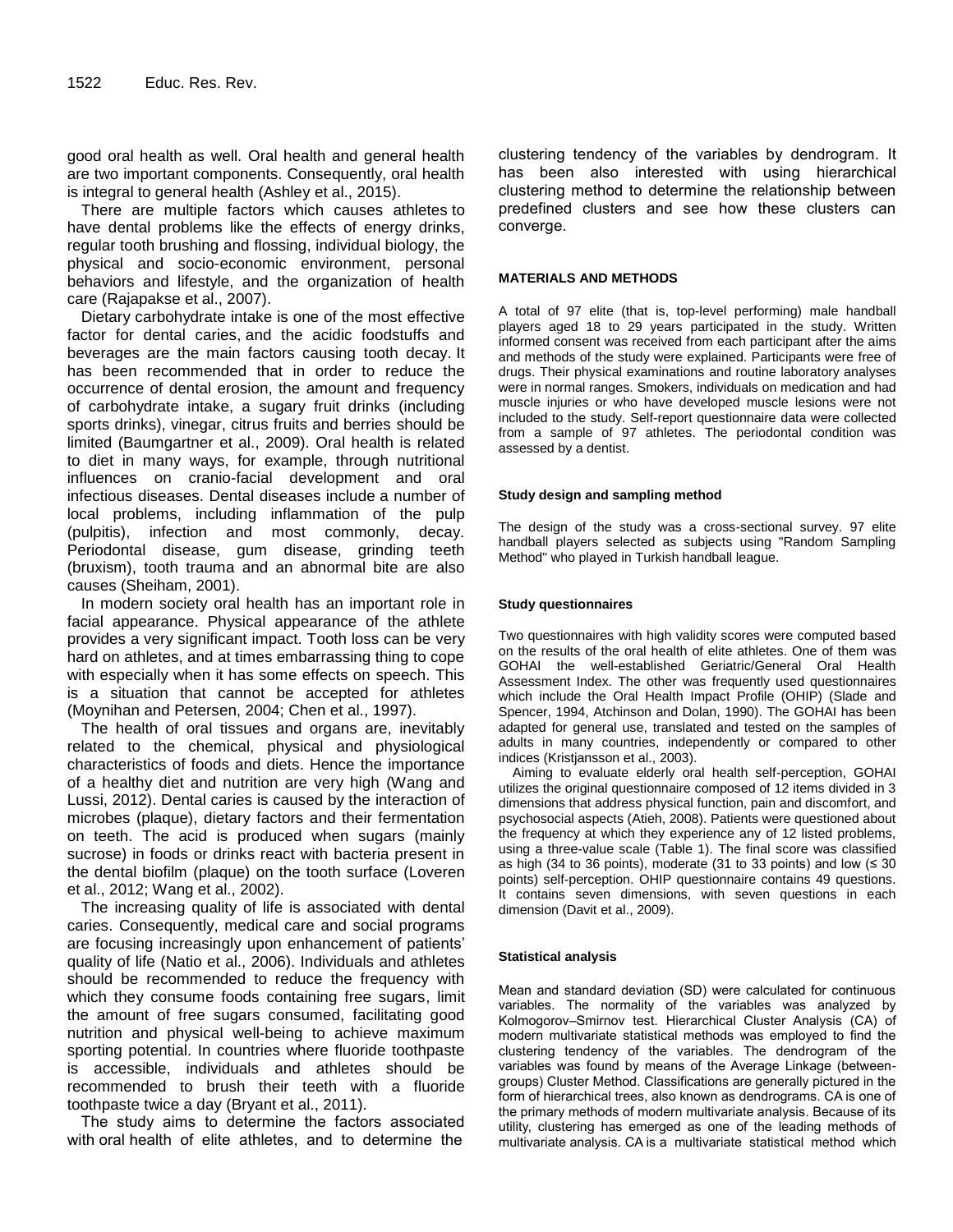good oral health as well. Oral health and general health are two important components. Consequently, oral health is integral to general health (Ashley et al., 2015).

There are multiple factors which causes athletes to have dental problems like the effects of energy drinks, regular tooth brushing and flossing, individual biology, the physical and socio-economic environment, personal behaviors and lifestyle, and the organization of health care (Rajapakse et al., 2007).

Dietary carbohydrate intake is one of the most effective factor for dental caries, and the acidic foodstuffs and beverages are the main factors causing tooth decay. It has been recommended that in order to reduce the occurrence of dental erosion, the amount and frequency of carbohydrate intake, a sugary fruit drinks (including sports drinks), vinegar, citrus fruits and berries should be limited (Baumgartner et al., 2009). Oral health is related to diet in many ways, for example, through nutritional influences on cranio-facial development and oral infectious diseases. Dental diseases include a number of local problems, including inflammation of the pulp (pulpitis), infection and most commonly, decay. Periodontal disease, gum disease, grinding teeth (bruxism), tooth trauma and an abnormal bite are also causes (Sheiham, 2001).

In modern society oral health has an important role in facial appearance. Physical appearance of the athlete provides a very significant impact. Tooth loss can be very hard on athletes, and at times embarrassing thing to cope with especially when it has some effects on speech. This is a situation that cannot be accepted for athletes (Moynihan and Petersen, 2004; Chen et al., 1997).

The health of oral tissues and organs are, inevitably related to the chemical, physical and physiological characteristics of foods and diets. Hence the importance of a healthy diet and nutrition are very high (Wang and Lussi, 2012). Dental caries is caused by the interaction of microbes (plaque), dietary factors and their fermentation on teeth. The acid is produced when sugars (mainly sucrose) in foods or drinks react with bacteria present in the dental biofilm (plaque) on the tooth surface (Loveren et al., 2012; Wang et al., 2002).

The increasing quality of life is associated with dental caries. Consequently, medical care and social programs are focusing increasingly upon enhancement of patients' quality of life (Natio et al., 2006). Individuals and athletes should be recommended to reduce the frequency with which they consume foods containing free sugars, limit the amount of free sugars consumed, facilitating good nutrition and physical well-being to achieve maximum sporting potential. In countries where fluoride toothpaste is accessible, individuals and athletes should be recommended to brush their teeth with a fluoride toothpaste twice a day (Bryant et al., 2011).

The study aims to determine the factors associated with oral health of elite athletes, and to determine the clustering tendency of the variables by dendrogram. It has been also interested with using hierarchical clustering method to determine the relationship between predefined clusters and see how these clusters can converge.

## MATERIALS AND METHODS

A total of 97 elite (that is, top-level performing) male handball players aged 18 to 29 years participated in the study. Written informed consent was received from each participant after the aims and methods of the study were explained. Participants were free of drugs. Their physical examinations and routine laboratory analyses were in normal ranges. Smokers, individuals on medication and had muscle injuries or who have developed muscle lesions were not included to the study. Self-report questionnaire data were collected from a sample of 97 athletes. The periodontal condition was assessed by a dentist.

### Study design and sampling method

The design of the study was a cross-sectional survey. 97 elite handball players selected as subjects using "Random Sampling Method" who played in Turkish handball league.

### Study questionnaires

Two questionnaires with high validity scores were computed based on the results of the oral health of elite athletes. One of them was GOHAI the well-established Geriatric/General Oral Health Assessment Index. The other was frequently used questionnaires which include the Oral Health Impact Profile (OHIP) (Slade and Spencer, 1994, Atchinson and Dolan, 1990). The GOHAI has been adapted for general use, translated and tested on the samples of adults in many countries, independently or compared to other indices (Kristjansson et al., 2003).

Aiming to evaluate elderly oral health self-perception, GOHAI utilizes the original questionnaire composed of 12 items divided in 3 dimensions that address physical function, pain and discomfort, and psychosocial aspects (Atieh, 2008). Patients were questioned about the frequency at which they experience any of 12 listed problems, using a three-value scale (Table 1). The final score was classified as high (34 to 36 points), moderate (31 to 33 points) and low (≤ 30 points) self-perception. OHIP questionnaire contains 49 questions. It contains seven dimensions, with seven questions in each dimension (Davit et al., 2009).

### Statistical analysis

Mean and standard deviation (SD) were calculated for continuous variables. The normality of the variables was analyzed by Kolmogorov–Smirnov test. Hierarchical Cluster Analysis (CA) of modern multivariate statistical methods was employed to find the clustering tendency of the variables. The dendrogram of the variables was found by means of the Average Linkage (between-groups) Cluster Method. Classifications are generally pictured in the form of hierarchical trees, also known as dendrograms. CA is one of the primary methods of modern multivariate analysis. Because of its utility, clustering has emerged as one of the leading methods of multivariate analysis. CA is a multivariate statistical method which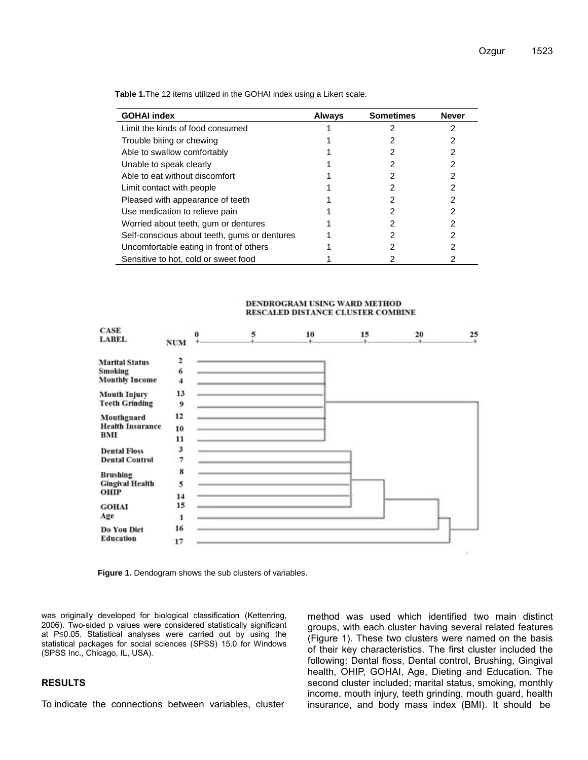**Table 1.** The 12 items utilized in the GOHAI index using a Likert scale.

| GOHAI index | Always | Sometimes | Never |
|---|---|---|---|
| Limit the kinds of food consumed | 1 | 2 | 2 |
| Trouble biting or chewing | 1 | 2 | 2 |
| Able to swallow comfortably | 1 | 2 | 2 |
| Unable to speak clearly | 1 | 2 | 2 |
| Able to eat without discomfort | 1 | 2 | 2 |
| Limit contact with people | 1 | 2 | 2 |
| Pleased with appearance of teeth | 1 | 2 | 2 |
| Use medication to relieve pain | 1 | 2 | 2 |
| Worried about teeth, gum or dentures | 1 | 2 | 2 |
| Self-conscious about teeth, gums or dentures | 1 | 2 | 2 |
| Uncomfortable eating in front of others | 1 | 2 | 2 |
| Sensitive to hot, cold or sweet food | 1 | 2 | 2 |

DENDROGRAM USING WARD METHOD
RESCALED DISTANCE CLUSTER COMBINE

| CASE LABEL | NUM |
|---|---|
| Marital Status | 2 |
| Smoking | 6 |
| Monthly Income | 4 |
| Mouth Injury | 13 |
| Teeth Grinding | 9 |
| Mouthguard | 12 |
| Health Insurance | 10 |
| BMI | 11 |
| Dental Floss | 3 |
| Dental Control | 7 |
| Brushing | 8 |
| Gingival Health | 5 |
| OHIP | 14 |
| GOHAI | 15 |
| Age | 1 |
| Do You Diet | 16 |
| Education | 17 |

**Figure 1.** Dendogram shows the sub clusters of variables.

was originally developed for biological classification (Kettenring, 2006). Two-sided p values were considered statistically significant at P≤0.05. Statistical analyses were carried out by using the statistical packages for social sciences (SPSS) 15.0 for Windows (SPSS Inc., Chicago, IL, USA).

## RESULTS

To indicate the connections between variables, cluster method was used which identified two main distinct groups, with each cluster having several related features (Figure 1). These two clusters were named on the basis of their key characteristics. The first cluster included the following: Dental floss, Dental control, Brushing, Gingival health, OHIP, GOHAI, Age, Dieting and Education. The second cluster included; marital status, smoking, monthly income, mouth injury, teeth grinding, mouth guard, health insurance, and body mass index (BMI). It should be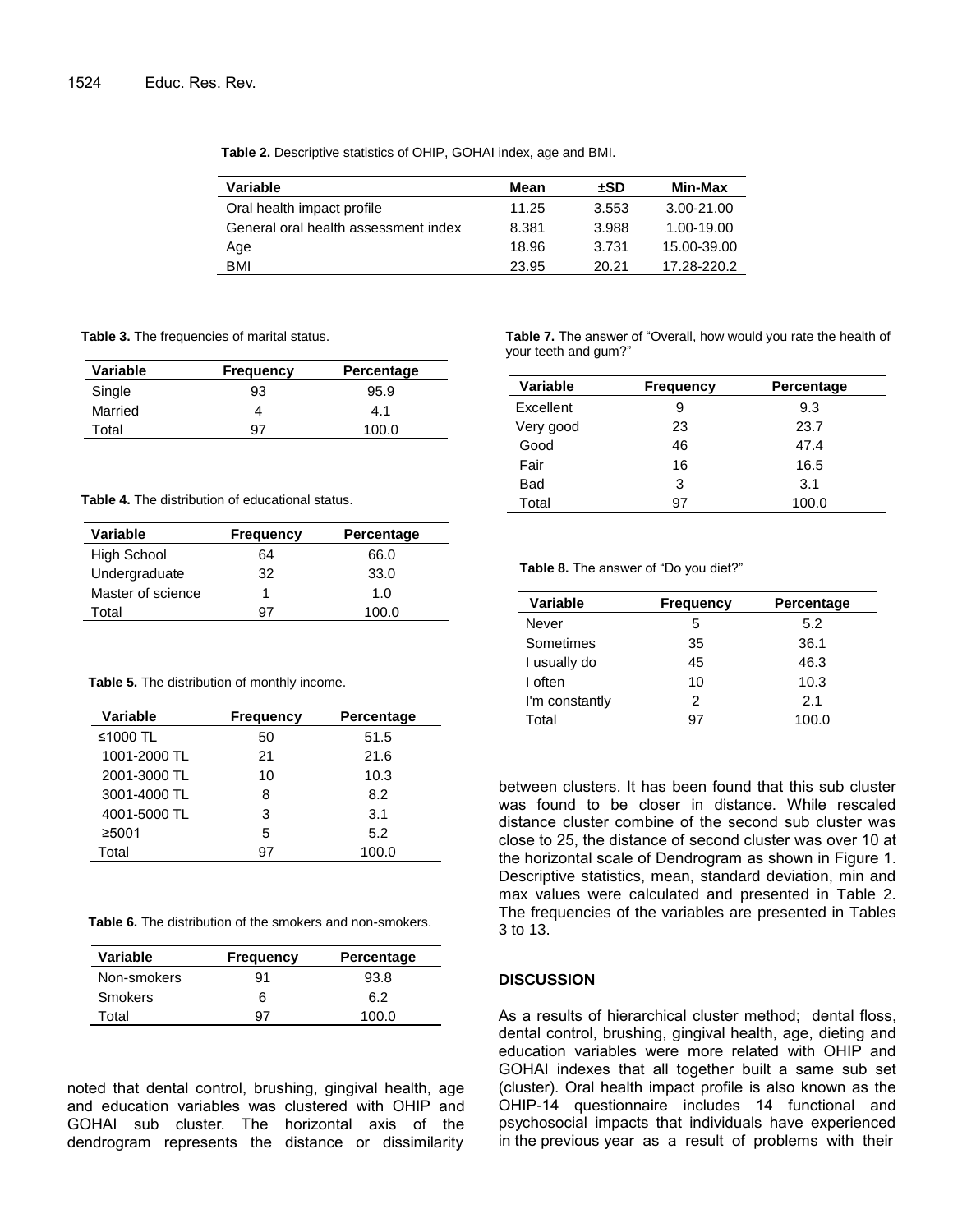**Table 2.** Descriptive statistics of OHIP, GOHAI index, age and BMI.

| Variable | Mean | ±SD | Min-Max |
|---|---|---|---|
| Oral health impact profile | 11.25 | 3.553 | 3.00-21.00 |
| General oral health assessment index | 8.381 | 3.988 | 1.00-19.00 |
| Age | 18.96 | 3.731 | 15.00-39.00 |
| BMI | 23.95 | 20.21 | 17.28-220.2 |

**Table 3.** The frequencies of marital status.

| Variable | Frequency | Percentage |
|---|---|---|
| Single | 93 | 95.9 |
| Married | 4 | 4.1 |
| Total | 97 | 100.0 |

**Table 4.** The distribution of educational status.

| Variable | Frequency | Percentage |
|---|---|---|
| High School | 64 | 66.0 |
| Undergraduate | 32 | 33.0 |
| Master of science | 1 | 1.0 |
| Total | 97 | 100.0 |

**Table 5.** The distribution of monthly income.

| Variable | Frequency | Percentage |
|---|---|---|
| ≤1000 TL | 50 | 51.5 |
| 1001-2000 TL | 21 | 21.6 |
| 2001-3000 TL | 10 | 10.3 |
| 3001-4000 TL | 8 | 8.2 |
| 4001-5000 TL | 3 | 3.1 |
| ≥5001 | 5 | 5.2 |
| Total | 97 | 100.0 |

**Table 6.** The distribution of the smokers and non-smokers.

| Variable | Frequency | Percentage |
|---|---|---|
| Non-smokers | 91 | 93.8 |
| Smokers | 6 | 6.2 |
| Total | 97 | 100.0 |

noted that dental control, brushing, gingival health, age and education variables was clustered with OHIP and GOHAI sub cluster. The horizontal axis of the dendrogram represents the distance or dissimilarity between clusters. It has been found that this sub cluster was found to be closer in distance. While rescaled distance cluster combine of the second sub cluster was close to 25, the distance of second cluster was over 10 at the horizontal scale of Dendrogram as shown in Figure 1. Descriptive statistics, mean, standard deviation, min and max values were calculated and presented in Table 2. The frequencies of the variables are presented in Tables 3 to 13.

**Table 7.** The answer of "Overall, how would you rate the health of your teeth and gum?"

| Variable | Frequency | Percentage |
|---|---|---|
| Excellent | 9 | 9.3 |
| Very good | 23 | 23.7 |
| Good | 46 | 47.4 |
| Fair | 16 | 16.5 |
| Bad | 3 | 3.1 |
| Total | 97 | 100.0 |

**Table 8.** The answer of "Do you diet?"

| Variable | Frequency | Percentage |
|---|---|---|
| Never | 5 | 5.2 |
| Sometimes | 35 | 36.1 |
| I usually do | 45 | 46.3 |
| I often | 10 | 10.3 |
| I'm constantly | 2 | 2.1 |
| Total | 97 | 100.0 |

## DISCUSSION

As a results of hierarchical cluster method; dental floss, dental control, brushing, gingival health, age, dieting and education variables were more related with OHIP and GOHAI indexes that all together built a same sub set (cluster). Oral health impact profile is also known as the OHIP-14 questionnaire includes 14 functional and psychosocial impacts that individuals have experienced in the previous year as a result of problems with their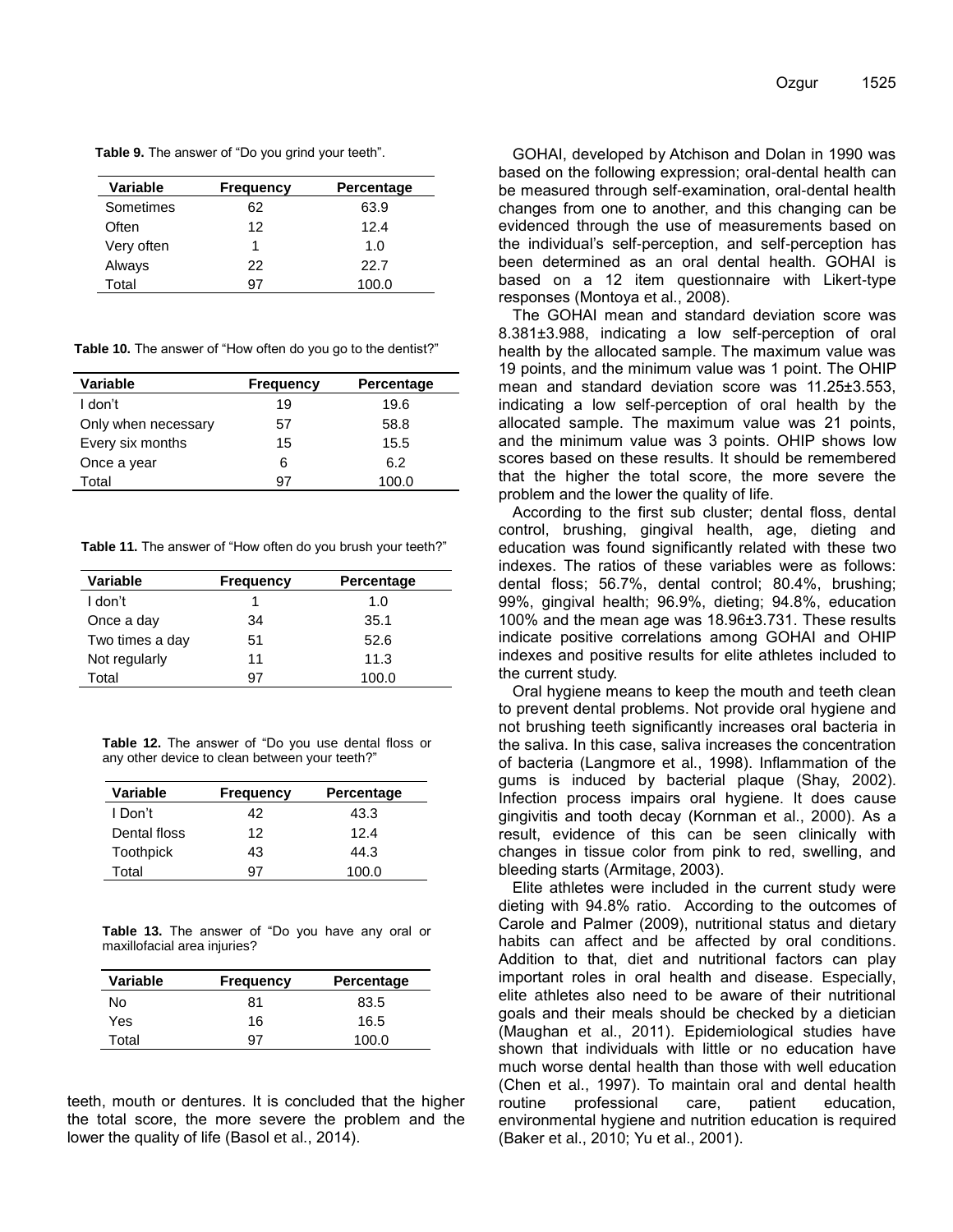**Table 9.** The answer of "Do you grind your teeth".

| Variable | Frequency | Percentage |
|---|---|---|
| Sometimes | 62 | 63.9 |
| Often | 12 | 12.4 |
| Very often | 1 | 1.0 |
| Always | 22 | 22.7 |
| Total | 97 | 100.0 |

**Table 10.** The answer of "How often do you go to the dentist?"

| Variable | Frequency | Percentage |
|---|---|---|
| I don't | 19 | 19.6 |
| Only when necessary | 57 | 58.8 |
| Every six months | 15 | 15.5 |
| Once a year | 6 | 6.2 |
| Total | 97 | 100.0 |

**Table 11.** The answer of "How often do you brush your teeth?"

| Variable | Frequency | Percentage |
|---|---|---|
| I don't | 1 | 1.0 |
| Once a day | 34 | 35.1 |
| Two times a day | 51 | 52.6 |
| Not regularly | 11 | 11.3 |
| Total | 97 | 100.0 |

**Table 12.** The answer of "Do you use dental floss or any other device to clean between your teeth?"

| Variable | Frequency | Percentage |
|---|---|---|
| I Don't | 42 | 43.3 |
| Dental floss | 12 | 12.4 |
| Toothpick | 43 | 44.3 |
| Total | 97 | 100.0 |

**Table 13.** The answer of "Do you have any oral or maxillofacial area injuries?

| Variable | Frequency | Percentage |
|---|---|---|
| No | 81 | 83.5 |
| Yes | 16 | 16.5 |
| Total | 97 | 100.0 |

teeth, mouth or dentures. It is concluded that the higher the total score, the more severe the problem and the lower the quality of life (Basol et al., 2014).

GOHAI, developed by Atchison and Dolan in 1990 was based on the following expression; oral-dental health can be measured through self-examination, oral-dental health changes from one to another, and this changing can be evidenced through the use of measurements based on the individual's self-perception, and self-perception has been determined as an oral dental health. GOHAI is based on a 12 item questionnaire with Likert-type responses (Montoya et al., 2008).

The GOHAI mean and standard deviation score was 8.381±3.988, indicating a low self-perception of oral health by the allocated sample. The maximum value was 19 points, and the minimum value was 1 point. The OHIP mean and standard deviation score was 11.25±3.553, indicating a low self-perception of oral health by the allocated sample. The maximum value was 21 points, and the minimum value was 3 points. OHIP shows low scores based on these results. It should be remembered that the higher the total score, the more severe the problem and the lower the quality of life.

According to the first sub cluster; dental floss, dental control, brushing, gingival health, age, dieting and education was found significantly related with these two indexes. The ratios of these variables were as follows: dental floss; 56.7%, dental control; 80.4%, brushing; 99%, gingival health; 96.9%, dieting; 94.8%, education 100% and the mean age was 18.96±3.731. These results indicate positive correlations among GOHAI and OHIP indexes and positive results for elite athletes included to the current study.

Oral hygiene means to keep the mouth and teeth clean to prevent dental problems. Not provide oral hygiene and not brushing teeth significantly increases oral bacteria in the saliva. In this case, saliva increases the concentration of bacteria (Langmore et al., 1998). Inflammation of the gums is induced by bacterial plaque (Shay, 2002). Infection process impairs oral hygiene. It does cause gingivitis and tooth decay (Kornman et al., 2000). As a result, evidence of this can be seen clinically with changes in tissue color from pink to red, swelling, and bleeding starts (Armitage, 2003).

Elite athletes were included in the current study were dieting with 94.8% ratio. According to the outcomes of Carole and Palmer (2009), nutritional status and dietary habits can affect and be affected by oral conditions. Addition to that, diet and nutritional factors can play important roles in oral health and disease. Especially, elite athletes also need to be aware of their nutritional goals and their meals should be checked by a dietician (Maughan et al., 2011). Epidemiological studies have shown that individuals with little or no education have much worse dental health than those with well education (Chen et al., 1997). To maintain oral and dental health routine professional care, patient education, environmental hygiene and nutrition education is required (Baker et al., 2010; Yu et al., 2001).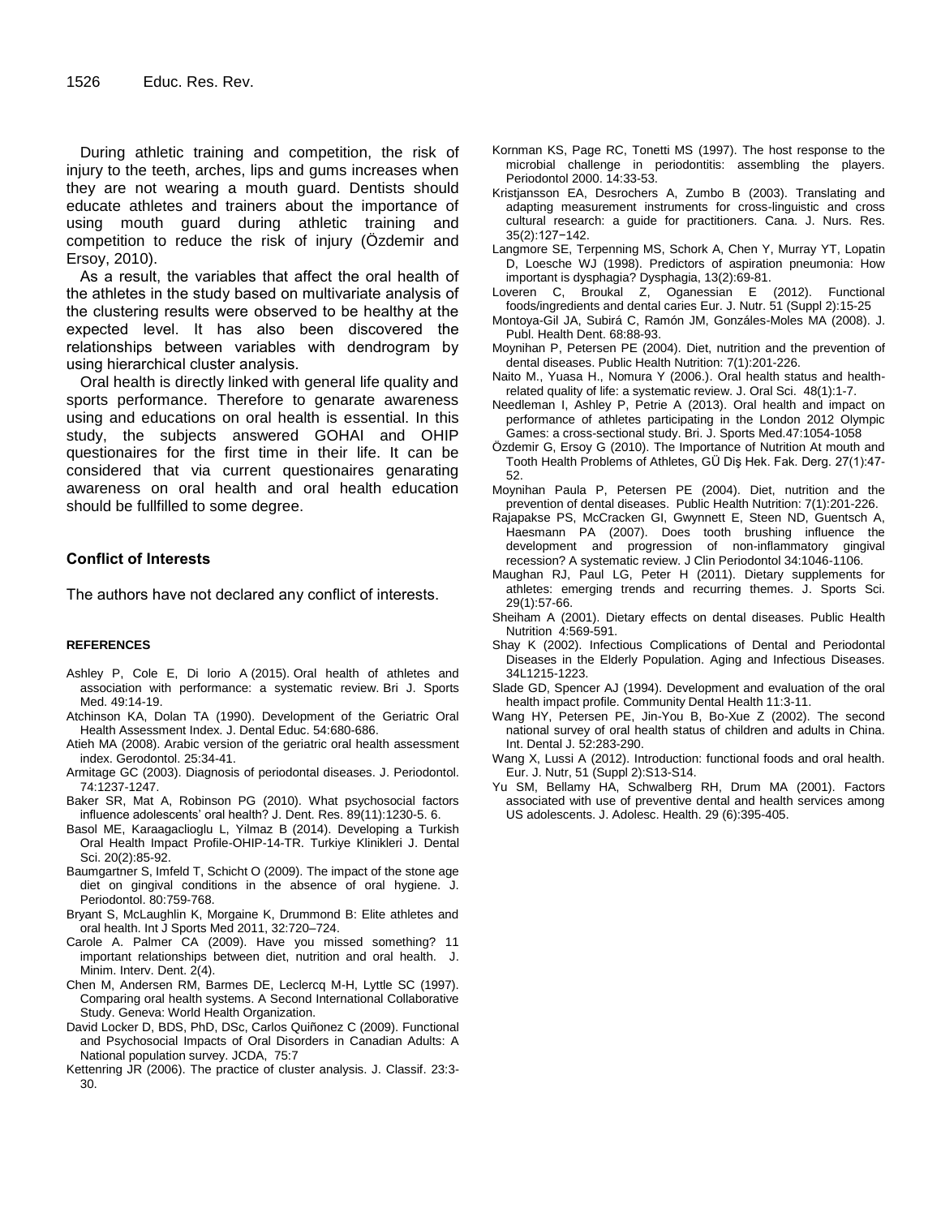During athletic training and competition, the risk of injury to the teeth, arches, lips and gums increases when they are not wearing a mouth guard. Dentists should educate athletes and trainers about the importance of using mouth guard during athletic training and competition to reduce the risk of injury (Özdemir and Ersoy, 2010).

As a result, the variables that affect the oral health of the athletes in the study based on multivariate analysis of the clustering results were observed to be healthy at the expected level. It has also been discovered the relationships between variables with dendrogram by using hierarchical cluster analysis.

Oral health is directly linked with general life quality and sports performance. Therefore to genarate awareness using and educations on oral health is essential. In this study, the subjects answered GOHAI and OHIP questionaires for the first time in their life. It can be considered that via current questionaires genarating awareness on oral health and oral health education should be fullfilled to some degree.

## Conflict of Interests

The authors have not declared any conflict of interests.

## REFERENCES

Ashley P, Cole E, Di Iorio A (2015). Oral health of athletes and association with performance: a systematic review. Bri J. Sports Med. 49:14-19.

Atchinson KA, Dolan TA (1990). Development of the Geriatric Oral Health Assessment Index. J. Dental Educ. 54:680-686.

Atieh MA (2008). Arabic version of the geriatric oral health assessment index. Gerodontol. 25:34-41.

Armitage GC (2003). Diagnosis of periodontal diseases. J. Periodontol. 74:1237-1247.

Baker SR, Mat A, Robinson PG (2010). What psychosocial factors influence adolescents' oral health? J. Dent. Res. 89(11):1230-5. 6.

Basol ME, Karaagaclioglu L, Yilmaz B (2014). Developing a Turkish Oral Health Impact Profile-OHIP-14-TR. Turkiye Klinikleri J. Dental Sci. 20(2):85-92.

Baumgartner S, Imfeld T, Schicht O (2009). The impact of the stone age diet on gingival conditions in the absence of oral hygiene. J. Periodontol. 80:759-768.

Bryant S, McLaughlin K, Morgaine K, Drummond B: Elite athletes and oral health. Int J Sports Med 2011, 32:720–724.

Carole A. Palmer CA (2009). Have you missed something? 11 important relationships between diet, nutrition and oral health. J. Minim. Interv. Dent. 2(4).

Chen M, Andersen RM, Barmes DE, Leclercq M-H, Lyttle SC (1997). Comparing oral health systems. A Second International Collaborative Study. Geneva: World Health Organization.

David Locker D, BDS, PhD, DSc, Carlos Quiñonez C (2009). Functional and Psychosocial Impacts of Oral Disorders in Canadian Adults: A National population survey. JCDA, 75:7

Kettenring JR (2006). The practice of cluster analysis. J. Classif. 23:3-30.

Kornman KS, Page RC, Tonetti MS (1997). The host response to the microbial challenge in periodontitis: assembling the players. Periodontol 2000. 14:33-53.

Kristjansson EA, Desrochers A, Zumbo B (2003). Translating and adapting measurement instruments for cross-linguistic and cross cultural research: a guide for practitioners. Cana. J. Nurs. Res. 35(2):127−142.

Langmore SE, Terpenning MS, Schork A, Chen Y, Murray YT, Lopatin D, Loesche WJ (1998). Predictors of aspiration pneumonia: How important is dysphagia? Dysphagia, 13(2):69-81.

Loveren C, Broukal Z, Oganessian E (2012). Functional foods/ingredients and dental caries Eur. J. Nutr. 51 (Suppl 2):15-25

Montoya-Gil JA, Subirá C, Ramón JM, Gonzáles-Moles MA (2008). J. Publ. Health Dent. 68:88-93.

Moynihan P, Petersen PE (2004). Diet, nutrition and the prevention of dental diseases. Public Health Nutrition: 7(1):201-226.

Naito M., Yuasa H., Nomura Y (2006.). Oral health status and health-related quality of life: a systematic review. J. Oral Sci. 48(1):1-7.

Needleman I, Ashley P, Petrie A (2013). Oral health and impact on performance of athletes participating in the London 2012 Olympic Games: a cross-sectional study. Bri. J. Sports Med.47:1054-1058

Özdemir G, Ersoy G (2010). The Importance of Nutrition At mouth and Tooth Health Problems of Athletes, GÜ Diş Hek. Fak. Derg. 27(1):47-52.

Moynihan Paula P, Petersen PE (2004). Diet, nutrition and the prevention of dental diseases. Public Health Nutrition: 7(1):201-226.

Rajapakse PS, McCracken GI, Gwynnett E, Steen ND, Guentsch A, Haesmann PA (2007). Does tooth brushing influence the development and progression of non-inflammatory gingival recession? A systematic review. J Clin Periodontol 34:1046-1106.

Maughan RJ, Paul LG, Peter H (2011). Dietary supplements for athletes: emerging trends and recurring themes. J. Sports Sci. 29(1):57-66.

Sheiham A (2001). Dietary effects on dental diseases. Public Health Nutrition 4:569-591.

Shay K (2002). Infectious Complications of Dental and Periodontal Diseases in the Elderly Population. Aging and Infectious Diseases. 34L1215-1223.

Slade GD, Spencer AJ (1994). Development and evaluation of the oral health impact profile. Community Dental Health 11:3-11.

Wang HY, Petersen PE, Jin-You B, Bo-Xue Z (2002). The second national survey of oral health status of children and adults in China. Int. Dental J. 52:283-290.

Wang X, Lussi A (2012). Introduction: functional foods and oral health. Eur. J. Nutr, 51 (Suppl 2):S13-S14.

Yu SM, Bellamy HA, Schwalberg RH, Drum MA (2001). Factors associated with use of preventive dental and health services among US adolescents. J. Adolesc. Health. 29 (6):395-405.